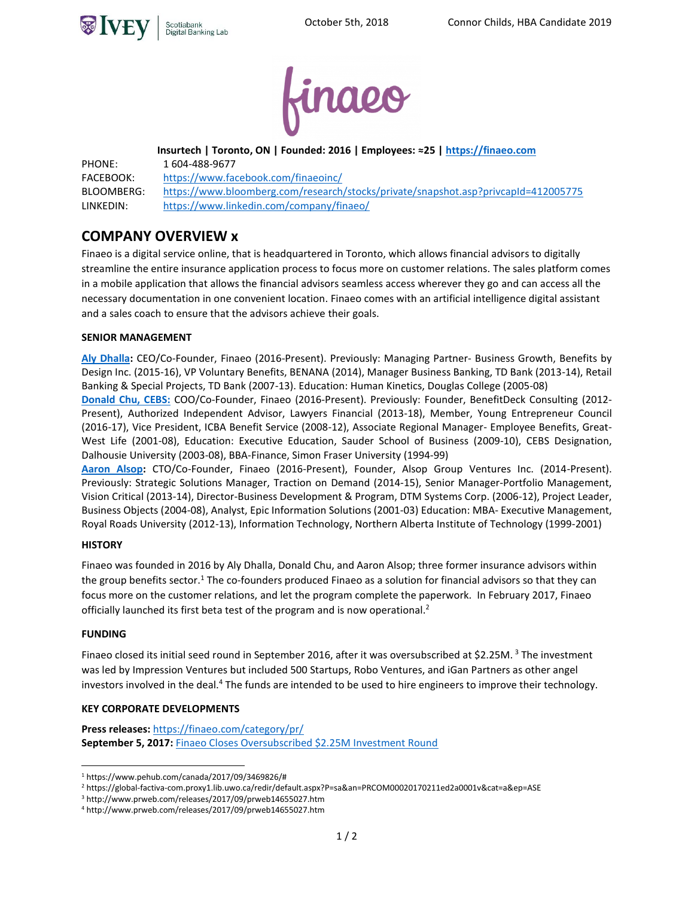October 5th, 2018 Connor Childs, HBA Candidate 2019

# finaeo

**Insurtech | Toronto, ON | Founded: 2016 | Employees: ≈25 | https://finaeo.com**

PHONE: 1 604-488-9677
FACEBOOK: https://www.facebook.com/finaeoinc/
BLOOMBERG: https://www.bloomberg.com/research/stocks/private/snapshot.asp?privcapId=412005775
LINKEDIN: https://www.linkedin.com/company/finaeo/

## COMPANY OVERVIEW x

Finaeo is a digital service online, that is headquartered in Toronto, which allows financial advisors to digitally streamline the entire insurance application process to focus more on customer relations. The sales platform comes in a mobile application that allows the financial advisors seamless access wherever they go and can access all the necessary documentation in one convenient location. Finaeo comes with an artificial intelligence digital assistant and a sales coach to ensure that the advisors achieve their goals.

### SENIOR MANAGEMENT

**Aly Dhalla:** CEO/Co-Founder, Finaeo (2016-Present). Previously: Managing Partner- Business Growth, Benefits by Design Inc. (2015-16), VP Voluntary Benefits, BENANA (2014), Manager Business Banking, TD Bank (2013-14), Retail Banking & Special Projects, TD Bank (2007-13). Education: Human Kinetics, Douglas College (2005-08)
**Donald Chu, CEBS:** COO/Co-Founder, Finaeo (2016-Present). Previously: Founder, BenefitDeck Consulting (2012-Present), Authorized Independent Advisor, Lawyers Financial (2013-18), Member, Young Entrepreneur Council (2016-17), Vice President, ICBA Benefit Service (2008-12), Associate Regional Manager- Employee Benefits, Great-West Life (2001-08), Education: Executive Education, Sauder School of Business (2009-10), CEBS Designation, Dalhousie University (2003-08), BBA-Finance, Simon Fraser University (1994-99)
**Aaron Alsop:** CTO/Co-Founder, Finaeo (2016-Present), Founder, Alsop Group Ventures Inc. (2014-Present). Previously: Strategic Solutions Manager, Traction on Demand (2014-15), Senior Manager-Portfolio Management, Vision Critical (2013-14), Director-Business Development & Program, DTM Systems Corp. (2006-12), Project Leader, Business Objects (2004-08), Analyst, Epic Information Solutions (2001-03) Education: MBA- Executive Management, Royal Roads University (2012-13), Information Technology, Northern Alberta Institute of Technology (1999-2001)

### HISTORY

Finaeo was founded in 2016 by Aly Dhalla, Donald Chu, and Aaron Alsop; three former insurance advisors within the group benefits sector.[1] The co-founders produced Finaeo as a solution for financial advisors so that they can focus more on the customer relations, and let the program complete the paperwork. In February 2017, Finaeo officially launched its first beta test of the program and is now operational.[2]

### FUNDING

Finaeo closed its initial seed round in September 2016, after it was oversubscribed at $2.25M.[3] The investment was led by Impression Ventures but included 500 Startups, Robo Ventures, and iGan Partners as other angel investors involved in the deal.[4] The funds are intended to be used to hire engineers to improve their technology.

### KEY CORPORATE DEVELOPMENTS

**Press releases:** https://finaeo.com/category/pr/
**September 5, 2017:** Finaeo Closes Oversubscribed $2.25M Investment Round

---

[1] https://www.pehub.com/canada/2017/09/3469826/#
[2] https://global-factiva-com.proxy1.lib.uwo.ca/redir/default.aspx?P=sa&an=PRCOM00020170211ed2a0001v&cat=a&ep=ASE
[3] http://www.prweb.com/releases/2017/09/prweb14655027.htm
[4] http://www.prweb.com/releases/2017/09/prweb14655027.htm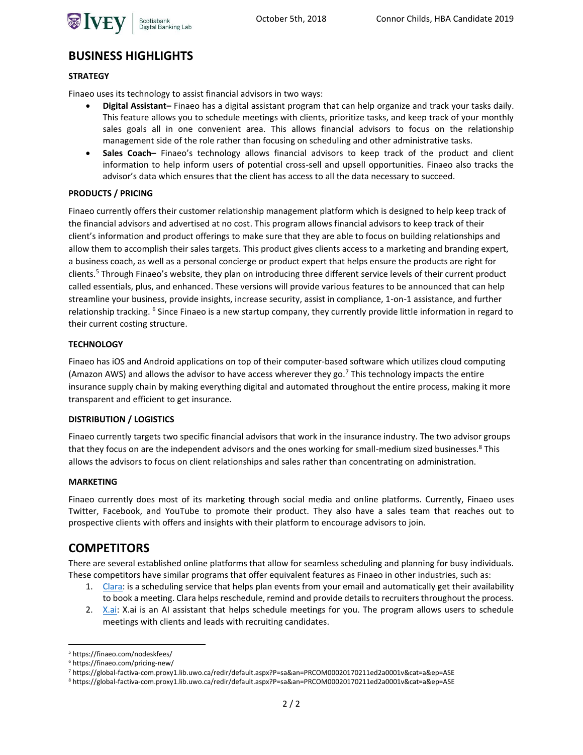## BUSINESS HIGHLIGHTS

### STRATEGY

Finaeo uses its technology to assist financial advisors in two ways:

- **Digital Assistant–** Finaeo has a digital assistant program that can help organize and track your tasks daily. This feature allows you to schedule meetings with clients, prioritize tasks, and keep track of your monthly sales goals all in one convenient area. This allows financial advisors to focus on the relationship management side of the role rather than focusing on scheduling and other administrative tasks.
- **Sales Coach–** Finaeo's technology allows financial advisors to keep track of the product and client information to help inform users of potential cross-sell and upsell opportunities. Finaeo also tracks the advisor's data which ensures that the client has access to all the data necessary to succeed.

### PRODUCTS / PRICING

Finaeo currently offers their customer relationship management platform which is designed to help keep track of the financial advisors and advertised at no cost. This program allows financial advisors to keep track of their client's information and product offerings to make sure that they are able to focus on building relationships and allow them to accomplish their sales targets. This product gives clients access to a marketing and branding expert, a business coach, as well as a personal concierge or product expert that helps ensure the products are right for clients.[5] Through Finaeo's website, they plan on introducing three different service levels of their current product called essentials, plus, and enhanced. These versions will provide various features to be announced that can help streamline your business, provide insights, increase security, assist in compliance, 1-on-1 assistance, and further relationship tracking. [6] Since Finaeo is a new startup company, they currently provide little information in regard to their current costing structure.

### TECHNOLOGY

Finaeo has iOS and Android applications on top of their computer-based software which utilizes cloud computing (Amazon AWS) and allows the advisor to have access wherever they go.[7] This technology impacts the entire insurance supply chain by making everything digital and automated throughout the entire process, making it more transparent and efficient to get insurance.

### DISTRIBUTION / LOGISTICS

Finaeo currently targets two specific financial advisors that work in the insurance industry. The two advisor groups that they focus on are the independent advisors and the ones working for small-medium sized businesses.[8] This allows the advisors to focus on client relationships and sales rather than concentrating on administration.

### MARKETING

Finaeo currently does most of its marketing through social media and online platforms. Currently, Finaeo uses Twitter, Facebook, and YouTube to promote their product. They also have a sales team that reaches out to prospective clients with offers and insights with their platform to encourage advisors to join.

## COMPETITORS

There are several established online platforms that allow for seamless scheduling and planning for busy individuals. These competitors have similar programs that offer equivalent features as Finaeo in other industries, such as:

1. Clara: is a scheduling service that helps plan events from your email and automatically get their availability to book a meeting. Clara helps reschedule, remind and provide details to recruiters throughout the process.
2. X.ai: X.ai is an AI assistant that helps schedule meetings for you. The program allows users to schedule meetings with clients and leads with recruiting candidates.

---

[5] https://finaeo.com/nodeskfees/
[6] https://finaeo.com/pricing-new/
[7] https://global-factiva-com.proxy1.lib.uwo.ca/redir/default.aspx?P=sa&an=PRCOM00020170211ed2a0001v&cat=a&ep=ASE
[8] https://global-factiva-com.proxy1.lib.uwo.ca/redir/default.aspx?P=sa&an=PRCOM00020170211ed2a0001v&cat=a&ep=ASE